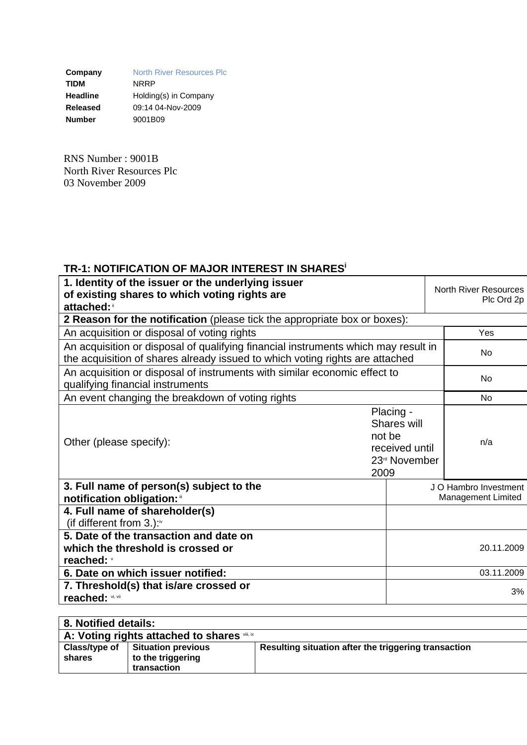| | |
|---|---|
| **Company** | North River Resources Plc |
| **TIDM** | NRRP |
| **Headline** | Holding(s) in Company |
| **Released** | 09:14 04-Nov-2009 |
| **Number** | 9001B09 |

RNS Number : 9001B
North River Resources Plc
03 November 2009

## TR-1: NOTIFICATION OF MAJOR INTEREST IN SHARES[i]

| | | |
|---|---|---|
| **1. Identity of the issuer or the underlying issuer of existing shares to which voting rights are attached:** [ii] | | North River Resources Plc Ord 2p |
| **2 Reason for the notification** (please tick the appropriate box or boxes): | | |
| An acquisition or disposal of voting rights | | Yes |
| An acquisition or disposal of qualifying financial instruments which may result in the acquisition of shares already issued to which voting rights are attached | | No |
| An acquisition or disposal of instruments with similar economic effect to qualifying financial instruments | | No |
| An event changing the breakdown of voting rights | | No |
| Other (please specify): | Placing - Shares will not be received until 23rd November 2009 | n/a |
| **3. Full name of person(s) subject to the notification obligation:** [iii] | | J O Hambro Investment Management Limited |
| **4. Full name of shareholder(s)** (if different from 3.):[iv] | | |
| **5. Date of the transaction and date on which the threshold is crossed or reached:** [v] | | 20.11.2009 |
| **6. Date on which issuer notified:** | | 03.11.2009 |
| **7. Threshold(s) that is/are crossed or reached:** [vi, vii] | | 3% |

| **8. Notified details:** | | |
|---|---|---|
| **A: Voting rights attached to shares** [viii, ix] | | |
| **Class/type of shares** | **Situation previous to the triggering transaction** | **Resulting situation after the triggering transaction** |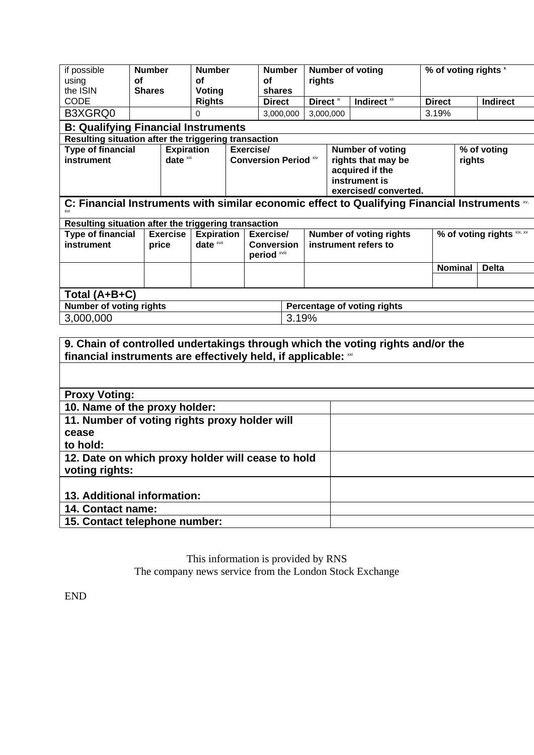| if possible using the ISIN CODE | Number of Shares | Number of Voting Rights | Number of shares | Number of voting rights | | % of voting rights [x] | |
|---|---|---|---|---|---|---|---|
| | | | Direct | Direct [xi] | Indirect [xii] | Direct | Indirect |
| B3XGRQ0 | | 0 | 3,000,000 | 3,000,000 | | 3.19% | |

**B: Qualifying Financial Instruments**

**Resulting situation after the triggering transaction**

| Type of financial instrument | Expiration date [xiii] | Exercise/ Conversion Period [xiv] | Number of voting rights that may be acquired if the instrument is exercised/ converted. | % of voting rights |
|---|---|---|---|---|

**C: Financial Instruments with similar economic effect to Qualifying Financial Instruments** [xv, xvi]

**Resulting situation after the triggering transaction**

| Type of financial instrument | Exercise price | Expiration date [xvii] | Exercise/ Conversion period [xviii] | Number of voting rights instrument refers to | % of voting rights [xix, xx] | |
|---|---|---|---|---|---|---|
| | | | | | Nominal | Delta |
| | | | | | | |

**Total (A+B+C)**

| Number of voting rights | Percentage of voting rights |
|---|---|
| 3,000,000 | 3.19% |

| **9. Chain of controlled undertakings through which the voting rights and/or the financial instruments are effectively held, if applicable:** [xxi] |
|---|
| |

**Proxy Voting:**

| | |
|---|---|
| **10. Name of the proxy holder:** | |
| **11. Number of voting rights proxy holder will cease to hold:** | |
| **12. Date on which proxy holder will cease to hold voting rights:** | |
| **13. Additional information:** | |
| **14. Contact name:** | |
| **15. Contact telephone number:** | |

This information is provided by RNS
The company news service from the London Stock Exchange

END